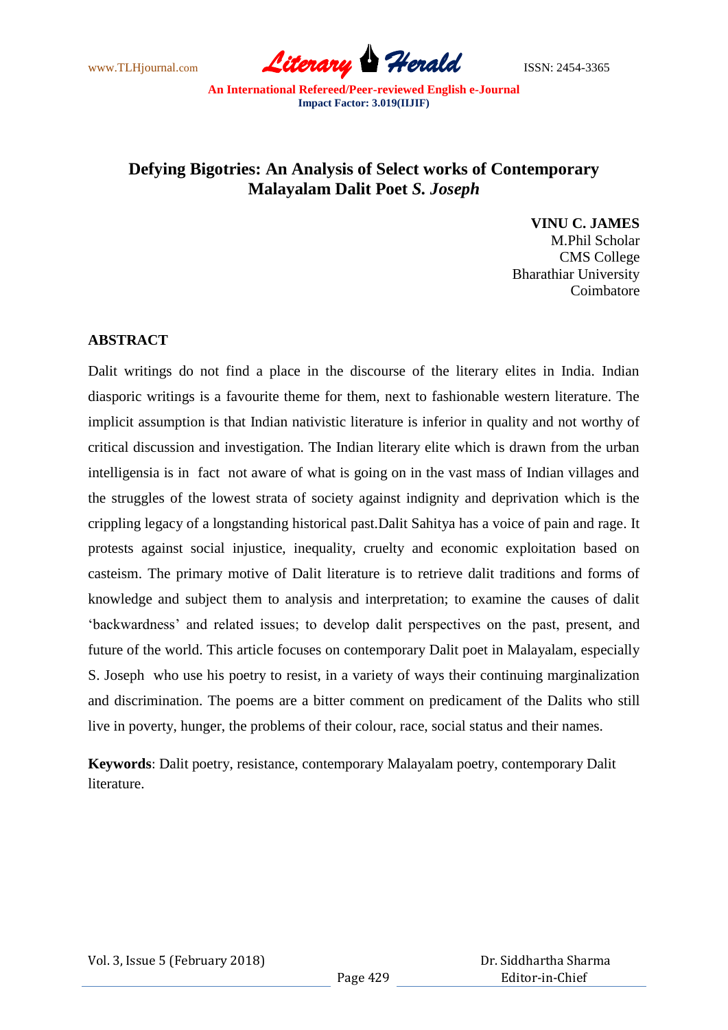# Defying Bigotries: An Analysis of Select works of Contemporary Malayalam Dalit Poet *S. Joseph*

**VINU C. JAMES**
M.Phil Scholar
CMS College
Bharathiar University
Coimbatore

## ABSTRACT

Dalit writings do not find a place in the discourse of the literary elites in India. Indian diasporic writings is a favourite theme for them, next to fashionable western literature. The implicit assumption is that Indian nativistic literature is inferior in quality and not worthy of critical discussion and investigation. The Indian literary elite which is drawn from the urban intelligensia is in fact not aware of what is going on in the vast mass of Indian villages and the struggles of the lowest strata of society against indignity and deprivation which is the crippling legacy of a longstanding historical past.Dalit Sahitya has a voice of pain and rage. It protests against social injustice, inequality, cruelty and economic exploitation based on casteism. The primary motive of Dalit literature is to retrieve dalit traditions and forms of knowledge and subject them to analysis and interpretation; to examine the causes of dalit 'backwardness' and related issues; to develop dalit perspectives on the past, present, and future of the world. This article focuses on contemporary Dalit poet in Malayalam, especially S. Joseph who use his poetry to resist, in a variety of ways their continuing marginalization and discrimination. The poems are a bitter comment on predicament of the Dalits who still live in poverty, hunger, the problems of their colour, race, social status and their names.

**Keywords**: Dalit poetry, resistance, contemporary Malayalam poetry, contemporary Dalit literature.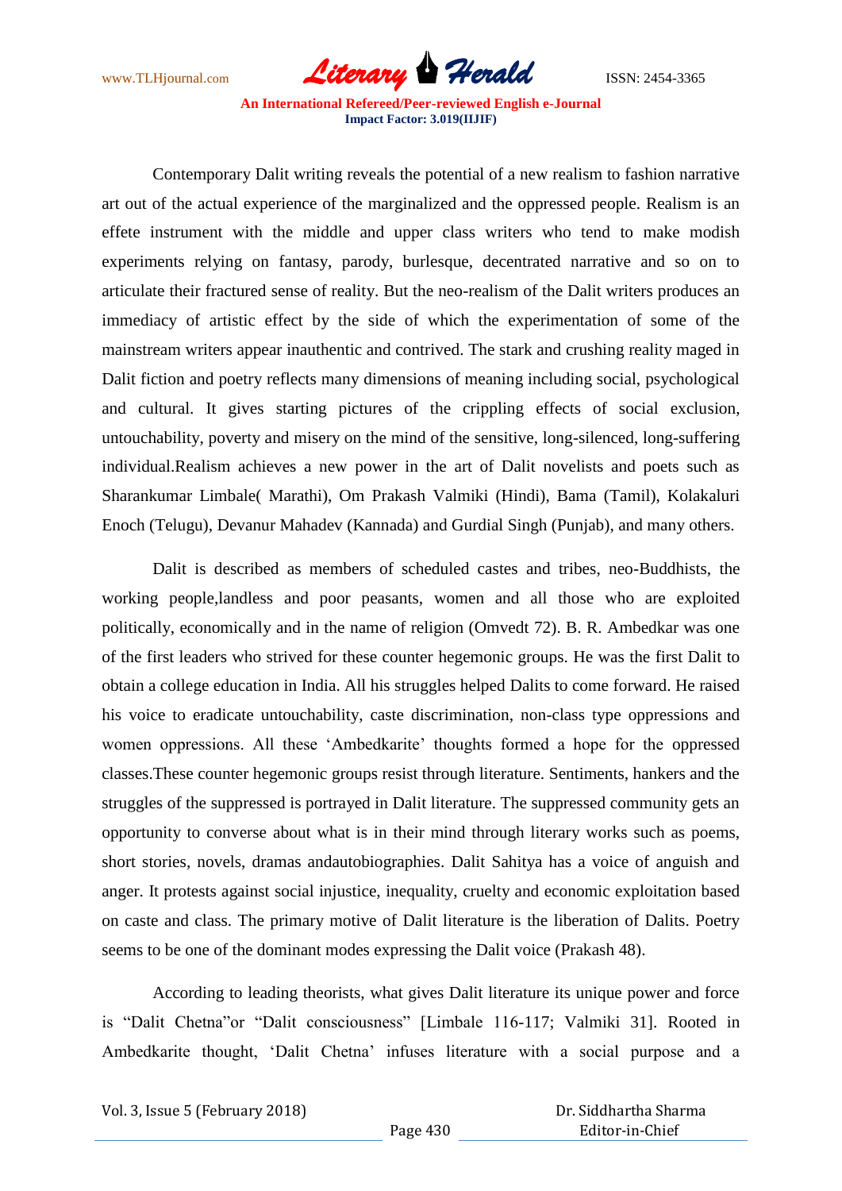Contemporary Dalit writing reveals the potential of a new realism to fashion narrative art out of the actual experience of the marginalized and the oppressed people. Realism is an effete instrument with the middle and upper class writers who tend to make modish experiments relying on fantasy, parody, burlesque, decentrated narrative and so on to articulate their fractured sense of reality. But the neo-realism of the Dalit writers produces an immediacy of artistic effect by the side of which the experimentation of some of the mainstream writers appear inauthentic and contrived. The stark and crushing reality maged in Dalit fiction and poetry reflects many dimensions of meaning including social, psychological and cultural. It gives starting pictures of the crippling effects of social exclusion, untouchability, poverty and misery on the mind of the sensitive, long-silenced, long-suffering individual.Realism achieves a new power in the art of Dalit novelists and poets such as Sharankumar Limbale( Marathi), Om Prakash Valmiki (Hindi), Bama (Tamil), Kolakaluri Enoch (Telugu), Devanur Mahadev (Kannada) and Gurdial Singh (Punjab), and many others.

Dalit is described as members of scheduled castes and tribes, neo-Buddhists, the working people,landless and poor peasants, women and all those who are exploited politically, economically and in the name of religion (Omvedt 72). B. R. Ambedkar was one of the first leaders who strived for these counter hegemonic groups. He was the first Dalit to obtain a college education in India. All his struggles helped Dalits to come forward. He raised his voice to eradicate untouchability, caste discrimination, non-class type oppressions and women oppressions. All these 'Ambedkarite' thoughts formed a hope for the oppressed classes.These counter hegemonic groups resist through literature. Sentiments, hankers and the struggles of the suppressed is portrayed in Dalit literature. The suppressed community gets an opportunity to converse about what is in their mind through literary works such as poems, short stories, novels, dramas andautobiographies. Dalit Sahitya has a voice of anguish and anger. It protests against social injustice, inequality, cruelty and economic exploitation based on caste and class. The primary motive of Dalit literature is the liberation of Dalits. Poetry seems to be one of the dominant modes expressing the Dalit voice (Prakash 48).

According to leading theorists, what gives Dalit literature its unique power and force is "Dalit Chetna"or "Dalit consciousness" [Limbale 116-117; Valmiki 31]. Rooted in Ambedkarite thought, 'Dalit Chetna' infuses literature with a social purpose and a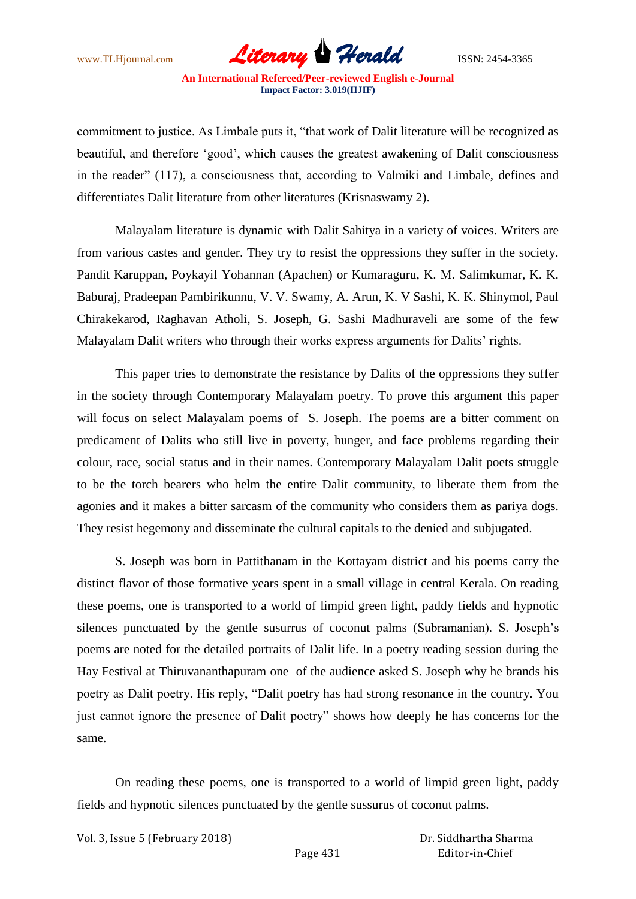commitment to justice. As Limbale puts it, "that work of Dalit literature will be recognized as beautiful, and therefore 'good', which causes the greatest awakening of Dalit consciousness in the reader" (117), a consciousness that, according to Valmiki and Limbale, defines and differentiates Dalit literature from other literatures (Krisnaswamy 2).

Malayalam literature is dynamic with Dalit Sahitya in a variety of voices. Writers are from various castes and gender. They try to resist the oppressions they suffer in the society. Pandit Karuppan, Poykayil Yohannan (Apachen) or Kumaraguru, K. M. Salimkumar, K. K. Baburaj, Pradeepan Pambirikunnu, V. V. Swamy, A. Arun, K. V Sashi, K. K. Shinymol, Paul Chirakekarod, Raghavan Atholi, S. Joseph, G. Sashi Madhuraveli are some of the few Malayalam Dalit writers who through their works express arguments for Dalits' rights.

This paper tries to demonstrate the resistance by Dalits of the oppressions they suffer in the society through Contemporary Malayalam poetry. To prove this argument this paper will focus on select Malayalam poems of S. Joseph. The poems are a bitter comment on predicament of Dalits who still live in poverty, hunger, and face problems regarding their colour, race, social status and in their names. Contemporary Malayalam Dalit poets struggle to be the torch bearers who helm the entire Dalit community, to liberate them from the agonies and it makes a bitter sarcasm of the community who considers them as pariya dogs. They resist hegemony and disseminate the cultural capitals to the denied and subjugated.

S. Joseph was born in Pattithanam in the Kottayam district and his poems carry the distinct flavor of those formative years spent in a small village in central Kerala. On reading these poems, one is transported to a world of limpid green light, paddy fields and hypnotic silences punctuated by the gentle susurrus of coconut palms (Subramanian). S. Joseph's poems are noted for the detailed portraits of Dalit life. In a poetry reading session during the Hay Festival at Thiruvananthapuram one of the audience asked S. Joseph why he brands his poetry as Dalit poetry. His reply, "Dalit poetry has had strong resonance in the country. You just cannot ignore the presence of Dalit poetry" shows how deeply he has concerns for the same.

On reading these poems, one is transported to a world of limpid green light, paddy fields and hypnotic silences punctuated by the gentle sussurus of coconut palms.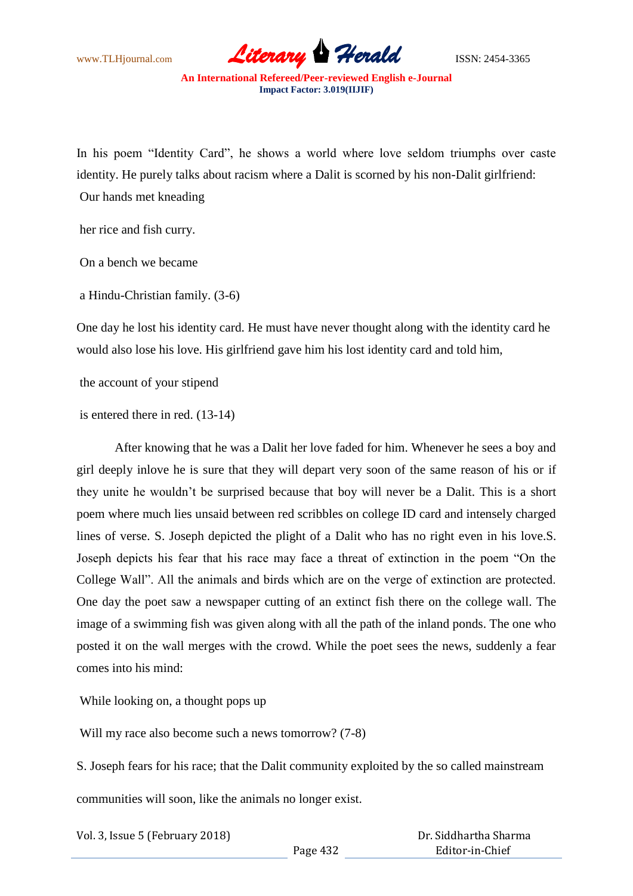In his poem "Identity Card", he shows a world where love seldom triumphs over caste identity. He purely talks about racism where a Dalit is scorned by his non-Dalit girlfriend:

Our hands met kneading

her rice and fish curry.

On a bench we became

a Hindu-Christian family. (3-6)

One day he lost his identity card. He must have never thought along with the identity card he would also lose his love. His girlfriend gave him his lost identity card and told him,

the account of your stipend

is entered there in red. (13-14)

After knowing that he was a Dalit her love faded for him. Whenever he sees a boy and girl deeply inlove he is sure that they will depart very soon of the same reason of his or if they unite he wouldn't be surprised because that boy will never be a Dalit. This is a short poem where much lies unsaid between red scribbles on college ID card and intensely charged lines of verse. S. Joseph depicted the plight of a Dalit who has no right even in his love.S. Joseph depicts his fear that his race may face a threat of extinction in the poem "On the College Wall". All the animals and birds which are on the verge of extinction are protected. One day the poet saw a newspaper cutting of an extinct fish there on the college wall. The image of a swimming fish was given along with all the path of the inland ponds. The one who posted it on the wall merges with the crowd. While the poet sees the news, suddenly a fear comes into his mind:

While looking on, a thought pops up

Will my race also become such a news tomorrow? (7-8)

S. Joseph fears for his race; that the Dalit community exploited by the so called mainstream communities will soon, like the animals no longer exist.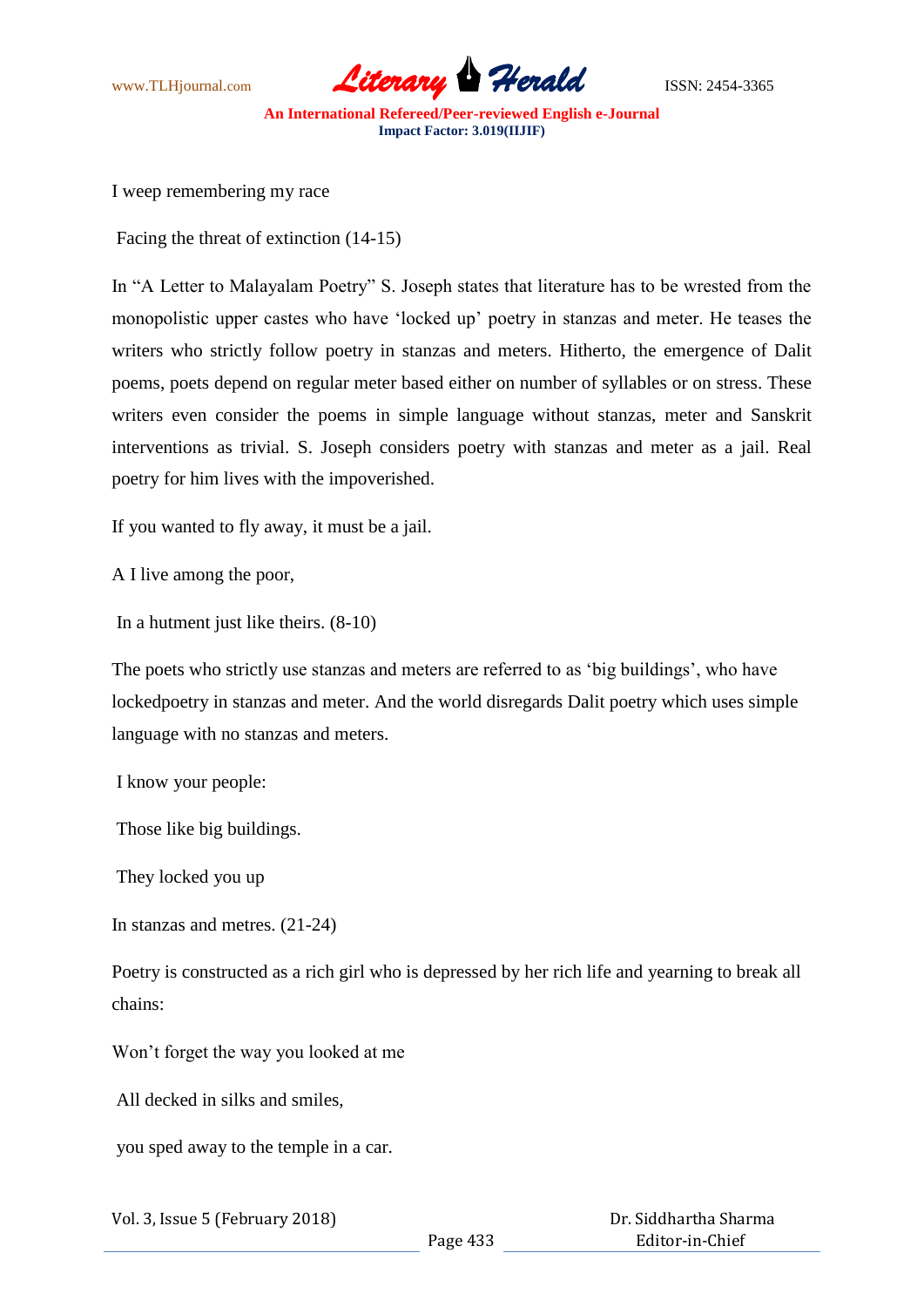I weep remembering my race

Facing the threat of extinction (14-15)

In "A Letter to Malayalam Poetry" S. Joseph states that literature has to be wrested from the monopolistic upper castes who have 'locked up' poetry in stanzas and meter. He teases the writers who strictly follow poetry in stanzas and meters. Hitherto, the emergence of Dalit poems, poets depend on regular meter based either on number of syllables or on stress. These writers even consider the poems in simple language without stanzas, meter and Sanskrit interventions as trivial. S. Joseph considers poetry with stanzas and meter as a jail. Real poetry for him lives with the impoverished.

If you wanted to fly away, it must be a jail.

A I live among the poor,

In a hutment just like theirs. (8-10)

The poets who strictly use stanzas and meters are referred to as 'big buildings', who have lockedpoetry in stanzas and meter. And the world disregards Dalit poetry which uses simple language with no stanzas and meters.

I know your people:

Those like big buildings.

They locked you up

In stanzas and metres. (21-24)

Poetry is constructed as a rich girl who is depressed by her rich life and yearning to break all chains:

Won't forget the way you looked at me

All decked in silks and smiles,

you sped away to the temple in a car.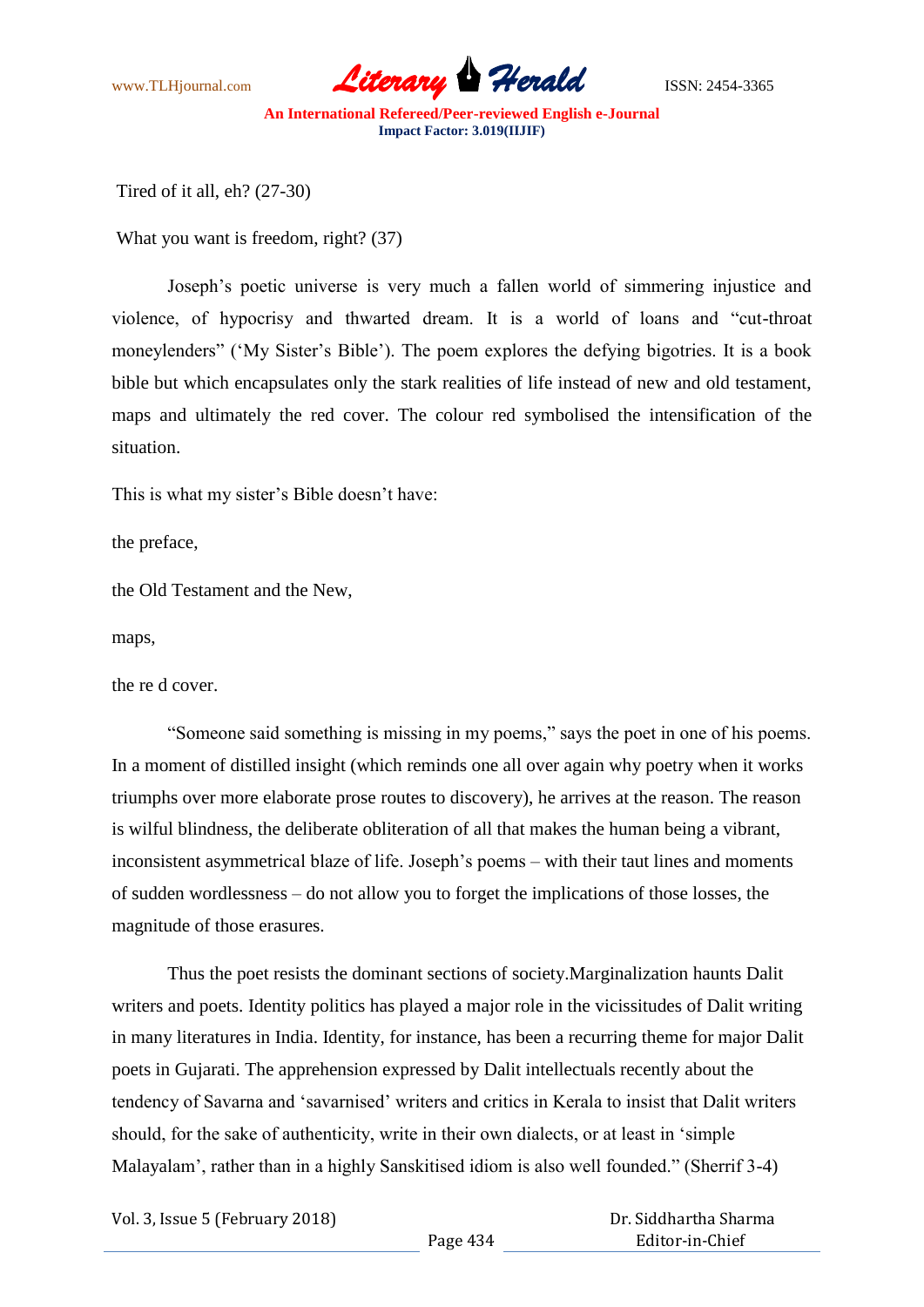Tired of it all, eh? (27-30)

What you want is freedom, right? (37)

Joseph's poetic universe is very much a fallen world of simmering injustice and violence, of hypocrisy and thwarted dream. It is a world of loans and "cut-throat moneylenders" ('My Sister's Bible'). The poem explores the defying bigotries. It is a book bible but which encapsulates only the stark realities of life instead of new and old testament, maps and ultimately the red cover. The colour red symbolised the intensification of the situation.

This is what my sister's Bible doesn't have:

the preface,

the Old Testament and the New,

maps,

the re d cover.

"Someone said something is missing in my poems," says the poet in one of his poems. In a moment of distilled insight (which reminds one all over again why poetry when it works triumphs over more elaborate prose routes to discovery), he arrives at the reason. The reason is wilful blindness, the deliberate obliteration of all that makes the human being a vibrant, inconsistent asymmetrical blaze of life. Joseph's poems – with their taut lines and moments of sudden wordlessness – do not allow you to forget the implications of those losses, the magnitude of those erasures.

Thus the poet resists the dominant sections of society.Marginalization haunts Dalit writers and poets. Identity politics has played a major role in the vicissitudes of Dalit writing in many literatures in India. Identity, for instance, has been a recurring theme for major Dalit poets in Gujarati. The apprehension expressed by Dalit intellectuals recently about the tendency of Savarna and 'savarnised' writers and critics in Kerala to insist that Dalit writers should, for the sake of authenticity, write in their own dialects, or at least in 'simple Malayalam', rather than in a highly Sanskitised idiom is also well founded." (Sherrif 3-4)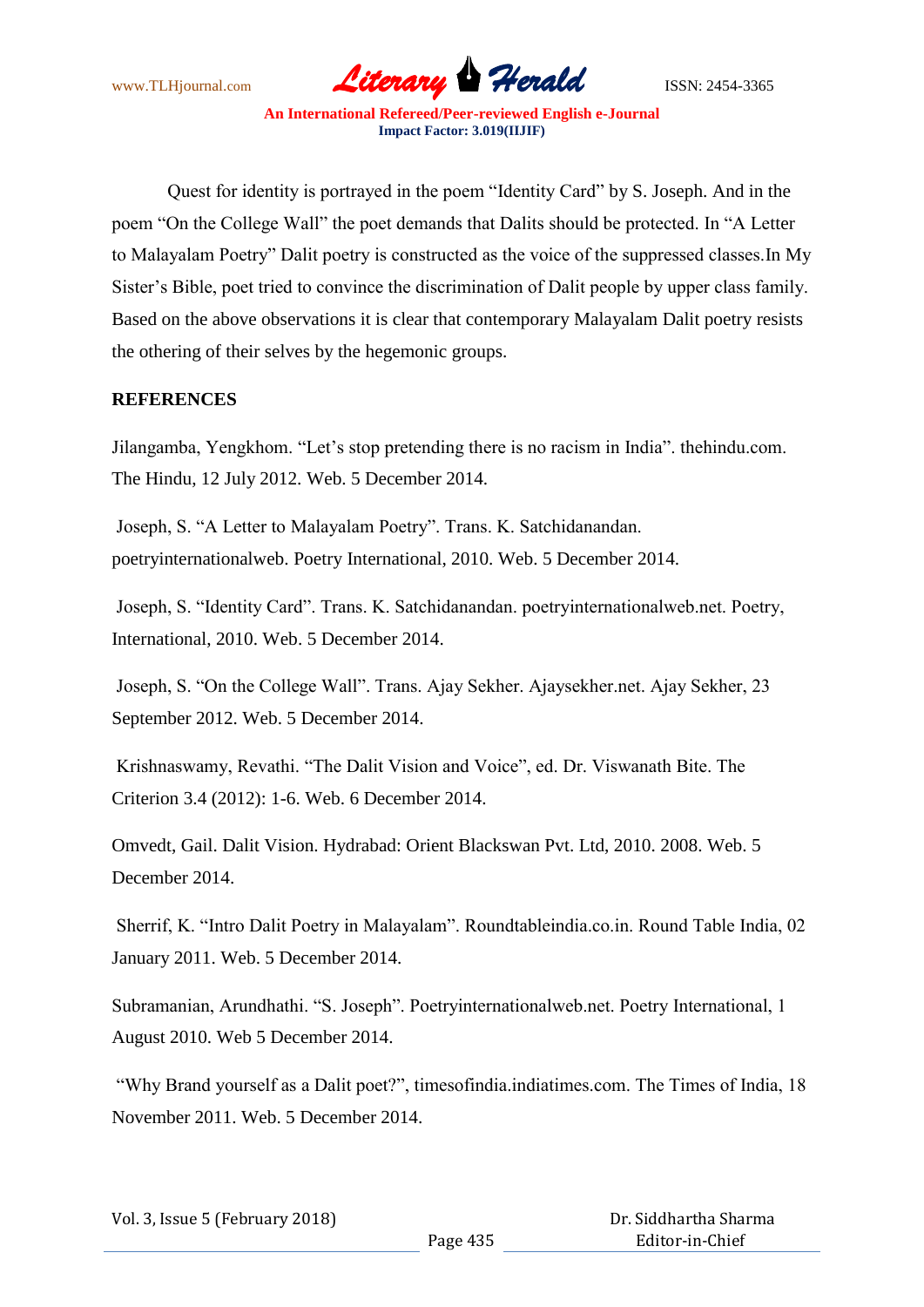Quest for identity is portrayed in the poem "Identity Card" by S. Joseph. And in the poem "On the College Wall" the poet demands that Dalits should be protected. In "A Letter to Malayalam Poetry" Dalit poetry is constructed as the voice of the suppressed classes.In My Sister's Bible, poet tried to convince the discrimination of Dalit people by upper class family. Based on the above observations it is clear that contemporary Malayalam Dalit poetry resists the othering of their selves by the hegemonic groups.

**REFERENCES**

Jilangamba, Yengkhom. "Let's stop pretending there is no racism in India". thehindu.com. The Hindu, 12 July 2012. Web. 5 December 2014.

Joseph, S. "A Letter to Malayalam Poetry". Trans. K. Satchidanandan. poetryinternationalweb. Poetry International, 2010. Web. 5 December 2014.

Joseph, S. "Identity Card". Trans. K. Satchidanandan. poetryinternationalweb.net. Poetry, International, 2010. Web. 5 December 2014.

Joseph, S. "On the College Wall". Trans. Ajay Sekher. Ajaysekher.net. Ajay Sekher, 23 September 2012. Web. 5 December 2014.

Krishnaswamy, Revathi. "The Dalit Vision and Voice", ed. Dr. Viswanath Bite. The Criterion 3.4 (2012): 1-6. Web. 6 December 2014.

Omvedt, Gail. Dalit Vision. Hydrabad: Orient Blackswan Pvt. Ltd, 2010. 2008. Web. 5 December 2014.

Sherrif, K. "Intro Dalit Poetry in Malayalam". Roundtableindia.co.in. Round Table India, 02 January 2011. Web. 5 December 2014.

Subramanian, Arundhathi. "S. Joseph". Poetryinternationalweb.net. Poetry International, 1 August 2010. Web 5 December 2014.

"Why Brand yourself as a Dalit poet?", timesofindia.indiatimes.com. The Times of India, 18 November 2011. Web. 5 December 2014.